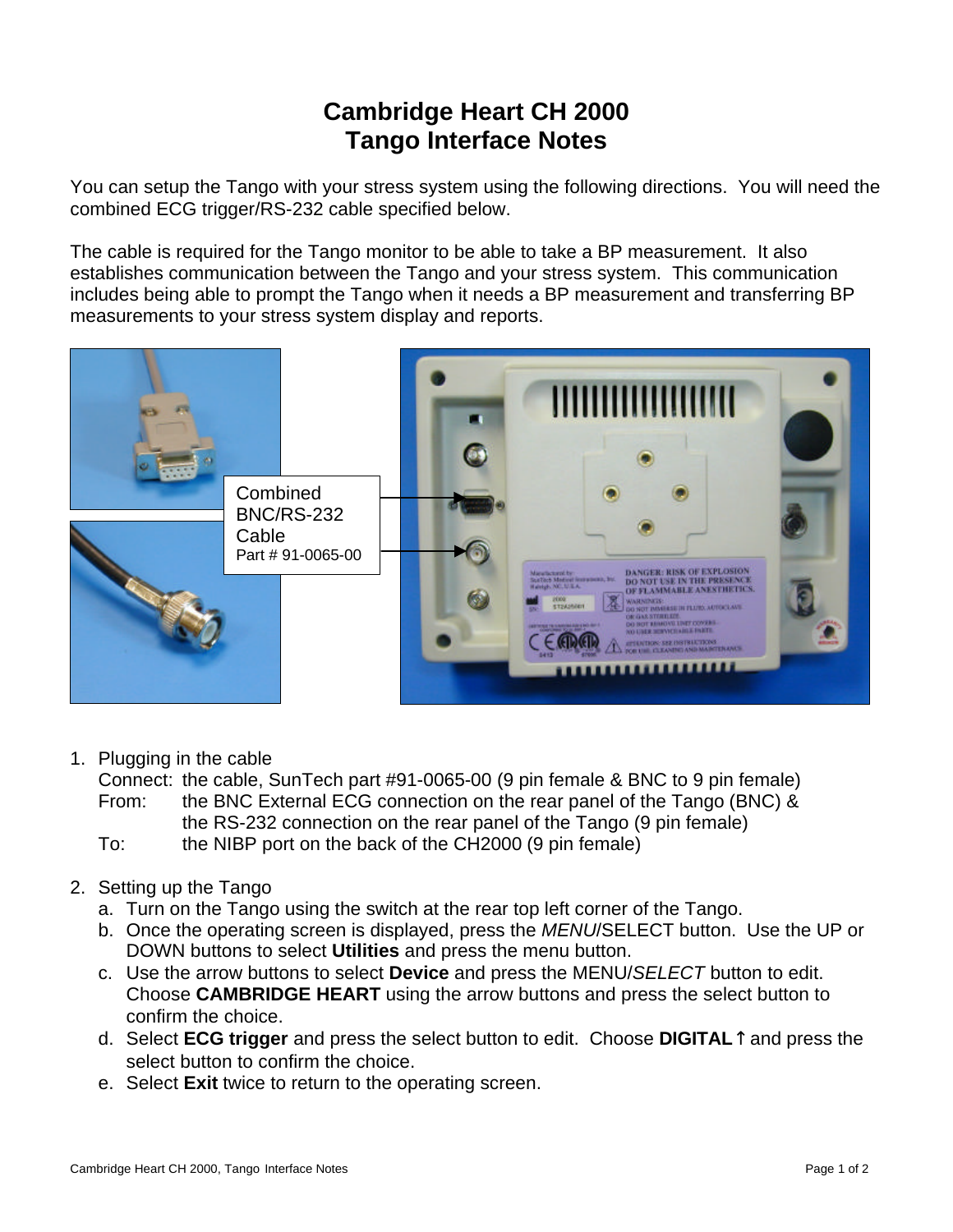# Cambridge Heart CH 2000
# Tango Interface Notes

You can setup the Tango with your stress system using the following directions. You will need the combined ECG trigger/RS-232 cable specified below.

The cable is required for the Tango monitor to be able to take a BP measurement. It also establishes communication between the Tango and your stress system. This communication includes being able to prompt the Tango when it needs a BP measurement and transferring BP measurements to your stress system display and reports.

Combined BNC/RS-232 Cable
Part # 91-0065-00

1. Plugging in the cable

   Connect: the cable, SunTech part #91-0065-00 (9 pin female & BNC to 9 pin female)

   From: the BNC External ECG connection on the rear panel of the Tango (BNC) & the RS-232 connection on the rear panel of the Tango (9 pin female)

   To: the NIBP port on the back of the CH2000 (9 pin female)

2. Setting up the Tango
   a. Turn on the Tango using the switch at the rear top left corner of the Tango.
   b. Once the operating screen is displayed, press the *MENU*/SELECT button. Use the UP or DOWN buttons to select **Utilities** and press the menu button.
   c. Use the arrow buttons to select **Device** and press the MENU/*SELECT* button to edit. Choose **CAMBRIDGE HEART** using the arrow buttons and press the select button to confirm the choice.
   d. Select **ECG trigger** and press the select button to edit. Choose **DIGITAL↑** and press the select button to confirm the choice.
   e. Select **Exit** twice to return to the operating screen.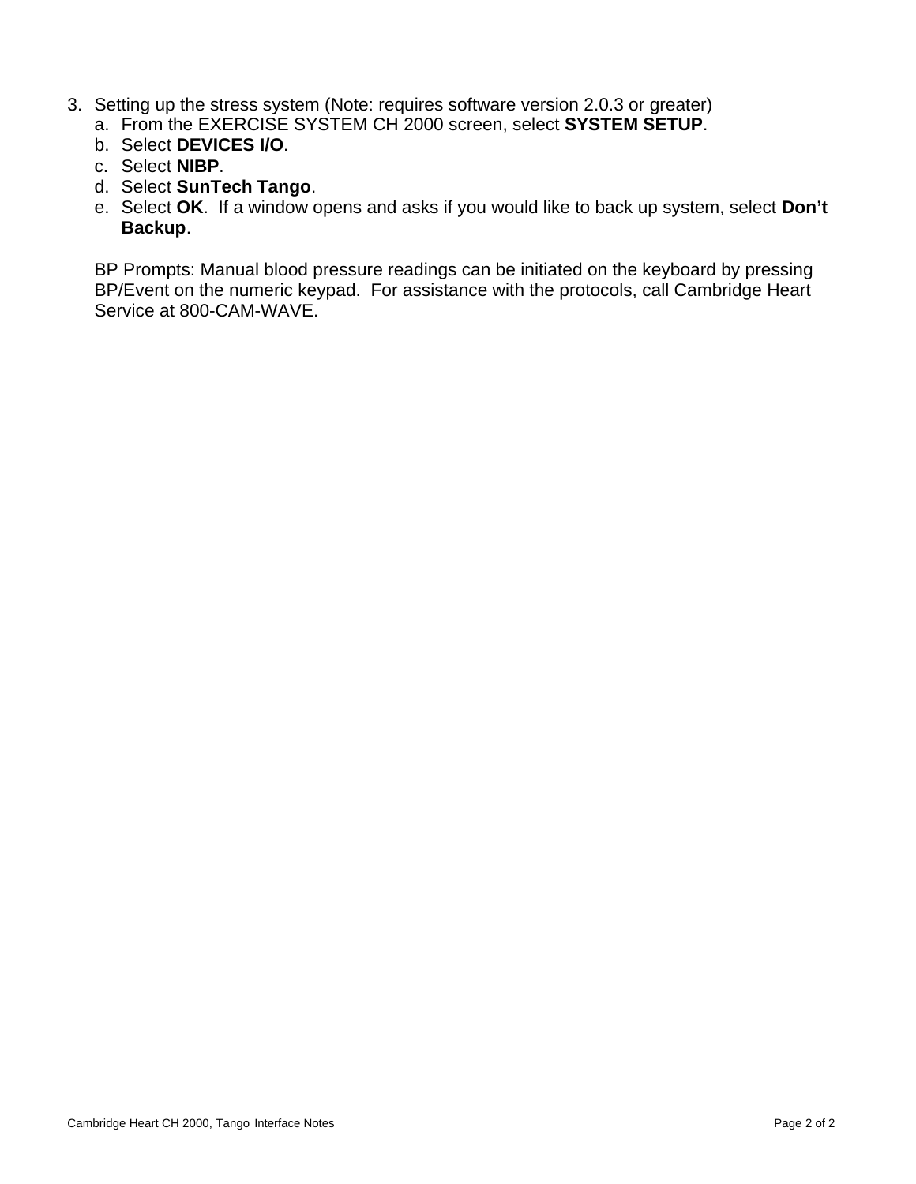3. Setting up the stress system (Note: requires software version 2.0.3 or greater)
   a. From the EXERCISE SYSTEM CH 2000 screen, select **SYSTEM SETUP**.
   b. Select **DEVICES I/O**.
   c. Select **NIBP**.
   d. Select **SunTech Tango**.
   e. Select **OK**. If a window opens and asks if you would like to back up system, select **Don't Backup**.

   BP Prompts: Manual blood pressure readings can be initiated on the keyboard by pressing BP/Event on the numeric keypad. For assistance with the protocols, call Cambridge Heart Service at 800-CAM-WAVE.